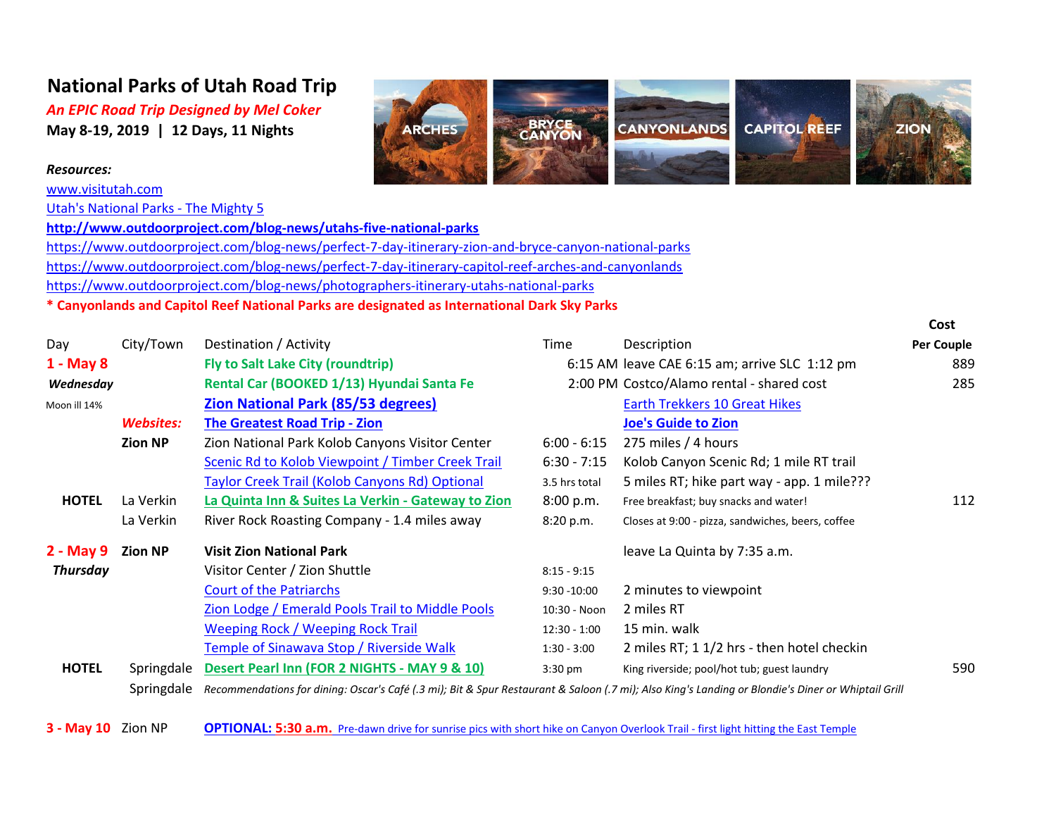# National Parks of Utah Road Trip

***An EPIC Road Trip Designed by Mel Coker***

**May 8-19, 2019 | 12 Days, 11 Nights**

ARCHES BRYCE CANYON CANYONLANDS CAPITOL REEF ZION

***Resources:***

www.visitutah.com

Utah's National Parks - The Mighty 5

**http://www.outdoorproject.com/blog-news/utahs-five-national-parks**

https://www.outdoorproject.com/blog-news/perfect-7-day-itinerary-zion-and-bryce-canyon-national-parks

https://www.outdoorproject.com/blog-news/perfect-7-day-itinerary-capitol-reef-arches-and-canyonlands

https://www.outdoorproject.com/blog-news/photographers-itinerary-utahs-national-parks

**\* Canyonlands and Capitol Reef National Parks are designated as International Dark Sky Parks**

| Day | City/Town | Destination / Activity | Time | Description | Cost Per Couple |
|---|---|---|---|---|---|
| **1 - May 8** | | **Fly to Salt Lake City (roundtrip)** | 6:15 AM | leave CAE 6:15 am; arrive SLC 1:12 pm | 889 |
| ***Wednesday*** | | **Rental Car (BOOKED 1/13) Hyundai Santa Fe** | 2:00 PM | Costco/Alamo rental - shared cost | 285 |
| Moon ill 14% | | **Zion National Park (85/53 degrees)** | | Earth Trekkers 10 Great Hikes | |
| | ***Websites:*** | **The Greatest Road Trip - Zion** | | **Joe's Guide to Zion** | |
| | **Zion NP** | Zion National Park Kolob Canyons Visitor Center | 6:00 - 6:15 | 275 miles / 4 hours | |
| | | Scenic Rd to Kolob Viewpoint / Timber Creek Trail | 6:30 - 7:15 | Kolob Canyon Scenic Rd; 1 mile RT trail | |
| | | Taylor Creek Trail (Kolob Canyons Rd) Optional | 3.5 hrs total | 5 miles RT; hike part way - app. 1 mile??? | |
| **HOTEL** | La Verkin | **La Quinta Inn & Suites La Verkin - Gateway to Zion** | 8:00 p.m. | Free breakfast; buy snacks and water! | 112 |
| | La Verkin | River Rock Roasting Company - 1.4 miles away | 8:20 p.m. | Closes at 9:00 - pizza, sandwiches, beers, coffee | |
| **2 - May 9** | **Zion NP** | **Visit Zion National Park** | | leave La Quinta by 7:35 a.m. | |
| ***Thursday*** | | Visitor Center / Zion Shuttle | 8:15 - 9:15 | | |
| | | Court of the Patriarchs | 9:30 -10:00 | 2 minutes to viewpoint | |
| | | Zion Lodge / Emerald Pools Trail to Middle Pools | 10:30 - Noon | 2 miles RT | |
| | | Weeping Rock / Weeping Rock Trail | 12:30 - 1:00 | 15 min. walk | |
| | | Temple of Sinawava Stop / Riverside Walk | 1:30 - 3:00 | 2 miles RT; 1 1/2 hrs - then hotel checkin | |
| **HOTEL** | Springdale | **Desert Pearl Inn (FOR 2 NIGHTS - MAY 9 & 10)** | 3:30 pm | King riverside; pool/hot tub; guest laundry | 590 |
| | Springdale | *Recommendations for dining: Oscar's Café (.3 mi); Bit & Spur Restaurant & Saloon (.7 mi); Also King's Landing or Blondie's Diner or Whiptail Grill* | | | |
| **3 - May 10** | Zion NP | **OPTIONAL: 5:30 a.m.** Pre-dawn drive for sunrise pics with short hike on Canyon Overlook Trail - first light hitting the East Temple | | | |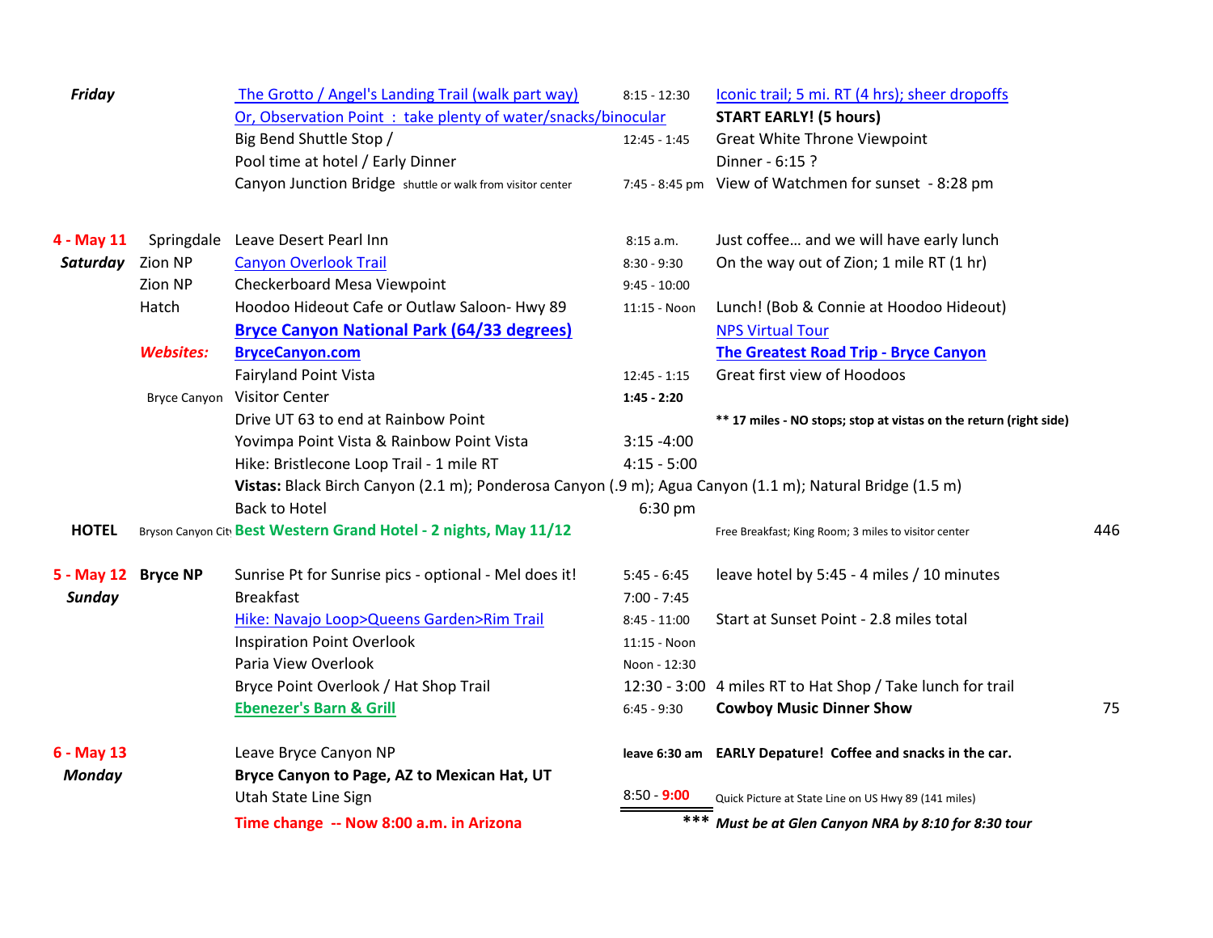| | | | | | |
|---|---|---|---|---|---|
| ***Friday*** | | The Grotto / Angel's Landing Trail (walk part way) | 8:15 - 12:30 | Iconic trail; 5 mi. RT (4 hrs); sheer dropoffs | |
| | | Or, Observation Point : take plenty of water/snacks/binocular | | **START EARLY! (5 hours)** | |
| | | Big Bend Shuttle Stop / | 12:45 - 1:45 | Great White Throne Viewpoint | |
| | | Pool time at hotel / Early Dinner | | Dinner - 6:15 ? | |
| | | Canyon Junction Bridge shuttle or walk from visitor center | 7:45 - 8:45 pm | View of Watchmen for sunset - 8:28 pm | |
| | | | | | |
| **4 - May 11** | Springdale | Leave Desert Pearl Inn | 8:15 a.m. | Just coffee… and we will have early lunch | |
| ***Saturday*** | Zion NP | Canyon Overlook Trail | 8:30 - 9:30 | On the way out of Zion; 1 mile RT (1 hr) | |
| | Zion NP | Checkerboard Mesa Viewpoint | 9:45 - 10:00 | | |
| | Hatch | Hoodoo Hideout Cafe or Outlaw Saloon- Hwy 89 | 11:15 - Noon | Lunch! (Bob & Connie at Hoodoo Hideout) | |
| | | **Bryce Canyon National Park (64/33 degrees)** | | NPS Virtual Tour | |
| | ***Websites:*** | **BryceCanyon.com** | | **The Greatest Road Trip - Bryce Canyon** | |
| | | Fairyland Point Vista | 12:45 - 1:15 | Great first view of Hoodoos | |
| | Bryce Canyon | Visitor Center | **1:45 - 2:20** | | |
| | | Drive UT 63 to end at Rainbow Point | | **\*\* 17 miles - NO stops; stop at vistas on the return (right side)** | |
| | | Yovimpa Point Vista & Rainbow Point Vista | 3:15 -4:00 | | |
| | | Hike: Bristlecone Loop Trail - 1 mile RT | 4:15 - 5:00 | | |
| | | **Vistas:** Black Birch Canyon (2.1 m); Ponderosa Canyon (.9 m); Agua Canyon (1.1 m); Natural Bridge (1.5 m) | | | |
| | | Back to Hotel | 6:30 pm | | |
| **HOTEL** | Bryson Canyon City | **Best Western Grand Hotel - 2 nights, May 11/12** | | Free Breakfast; King Room; 3 miles to visitor center | 446 |
| | | | | | |
| **5 - May 12** | **Bryce NP** | Sunrise Pt for Sunrise pics - optional - Mel does it! | 5:45 - 6:45 | leave hotel by 5:45 - 4 miles / 10 minutes | |
| ***Sunday*** | | Breakfast | 7:00 - 7:45 | | |
| | | Hike: Navajo Loop>Queens Garden>Rim Trail | 8:45 - 11:00 | Start at Sunset Point - 2.8 miles total | |
| | | Inspiration Point Overlook | 11:15 - Noon | | |
| | | Paria View Overlook | Noon - 12:30 | | |
| | | Bryce Point Overlook / Hat Shop Trail | 12:30 - 3:00 | 4 miles RT to Hat Shop / Take lunch for trail | |
| | | **Ebenezer's Barn & Grill** | 6:45 - 9:30 | **Cowboy Music Dinner Show** | 75 |
| | | | | | |
| **6 - May 13** | | Leave Bryce Canyon NP | **leave 6:30 am** | **EARLY Depature! Coffee and snacks in the car.** | |
| ***Monday*** | | **Bryce Canyon to Page, AZ to Mexican Hat, UT** | | | |
| | | Utah State Line Sign | 8:50 - 9:00 | Quick Picture at State Line on US Hwy 89 (141 miles) | |
| | | **Time change -- Now 8:00 a.m. in Arizona** | \*\*\* | ***Must be at Glen Canyon NRA by 8:10 for 8:30 tour*** | |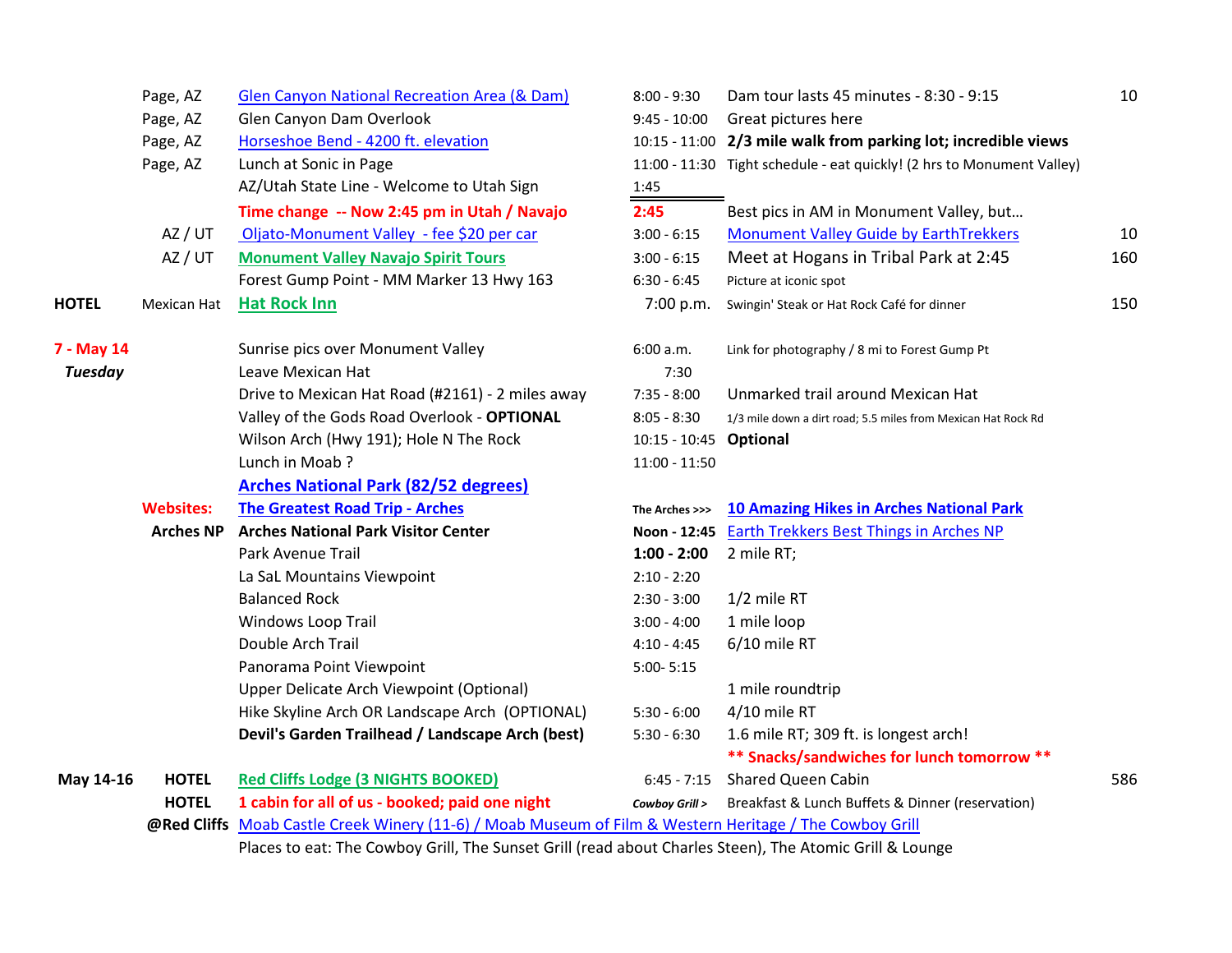| | | | | | |
|---|---|---|---|---|---|
| | Page, AZ | Glen Canyon National Recreation Area (& Dam) | 8:00 - 9:30 | Dam tour lasts 45 minutes - 8:30 - 9:15 | 10 |
| | Page, AZ | Glen Canyon Dam Overlook | 9:45 - 10:00 | Great pictures here | |
| | Page, AZ | Horseshoe Bend - 4200 ft. elevation | 10:15 - 11:00 | **2/3 mile walk from parking lot; incredible views** | |
| | Page, AZ | Lunch at Sonic in Page | 11:00 - 11:30 | Tight schedule - eat quickly! (2 hrs to Monument Valley) | |
| | | AZ/Utah State Line - Welcome to Utah Sign | 1:45 | | |
| | | **Time change -- Now 2:45 pm in Utah / Navajo** | **2:45** | Best pics in AM in Monument Valley, but… | |
| | AZ / UT | Oljato-Monument Valley - fee $20 per car | 3:00 - 6:15 | Monument Valley Guide by EarthTrekkers | 10 |
| | AZ / UT | **Monument Valley Navajo Spirit Tours** | 3:00 - 6:15 | Meet at Hogans in Tribal Park at 2:45 | 160 |
| | | Forest Gump Point - MM Marker 13 Hwy 163 | 6:30 - 6:45 | Picture at iconic spot | |
| **HOTEL** | Mexican Hat | **Hat Rock Inn** | 7:00 p.m. | Swingin' Steak or Hat Rock Café for dinner | 150 |
| | | | | | |
| **7 - May 14** | | Sunrise pics over Monument Valley | 6:00 a.m. | Link for photography / 8 mi to Forest Gump Pt | |
| ***Tuesday*** | | Leave Mexican Hat | 7:30 | | |
| | | Drive to Mexican Hat Road (#2161) - 2 miles away | 7:35 - 8:00 | Unmarked trail around Mexican Hat | |
| | | Valley of the Gods Road Overlook - **OPTIONAL** | 8:05 - 8:30 | 1/3 mile down a dirt road; 5.5 miles from Mexican Hat Rock Rd | |
| | | Wilson Arch (Hwy 191); Hole N The Rock | 10:15 - 10:45 | **Optional** | |
| | | Lunch in Moab ? | 11:00 - 11:50 | | |
| | | **Arches National Park (82/52 degrees)** | | | |
| | **Websites:** | **The Greatest Road Trip - Arches** | **The Arches >>>** | **10 Amazing Hikes in Arches National Park** | |
| | **Arches NP** | **Arches National Park Visitor Center** | **Noon - 12:45** | Earth Trekkers Best Things in Arches NP | |
| | | Park Avenue Trail | **1:00 - 2:00** | 2 mile RT; | |
| | | La SaL Mountains Viewpoint | 2:10 - 2:20 | | |
| | | Balanced Rock | 2:30 - 3:00 | 1/2 mile RT | |
| | | Windows Loop Trail | 3:00 - 4:00 | 1 mile loop | |
| | | Double Arch Trail | 4:10 - 4:45 | 6/10 mile RT | |
| | | Panorama Point Viewpoint | 5:00- 5:15 | | |
| | | Upper Delicate Arch Viewpoint (Optional) | | 1 mile roundtrip | |
| | | Hike Skyline Arch OR Landscape Arch (OPTIONAL) | 5:30 - 6:00 | 4/10 mile RT | |
| | | **Devil's Garden Trailhead / Landscape Arch (best)** | 5:30 - 6:30 | 1.6 mile RT; 309 ft. is longest arch! | |
| | | | | **** Snacks/sandwiches for lunch tomorrow **** | |
| **May 14-16** | **HOTEL** | **Red Cliffs Lodge (3 NIGHTS BOOKED)** | 6:45 - 7:15 | Shared Queen Cabin | 586 |
| | **HOTEL** | **1 cabin for all of us - booked; paid one night** | ***Cowboy Grill >*** | Breakfast & Lunch Buffets & Dinner (reservation) | |
| | **@Red Cliffs** | Moab Castle Creek Winery (11-6) / Moab Museum of Film & Western Heritage / The Cowboy Grill | | | |
| | | Places to eat: The Cowboy Grill, The Sunset Grill (read about Charles Steen), The Atomic Grill & Lounge | | | |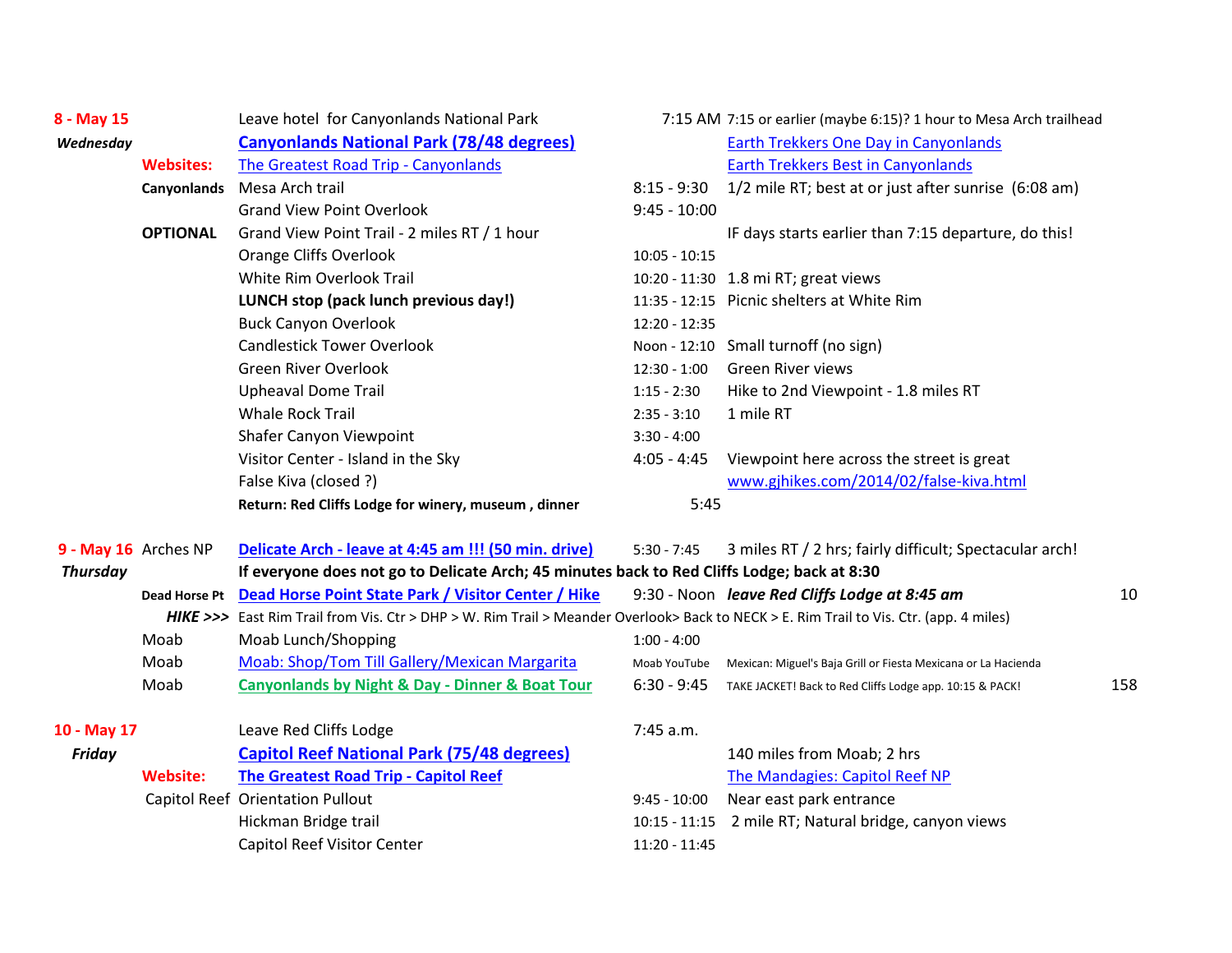| | | | | | |
|---|---|---|---|---|---|
| **8 - May 15** | | Leave hotel for Canyonlands National Park | 7:15 AM | 7:15 or earlier (maybe 6:15)? 1 hour to Mesa Arch trailhead | |
| ***Wednesday*** | | **Canyonlands National Park (78/48 degrees)** | | Earth Trekkers One Day in Canyonlands | |
| | **Websites:** | The Greatest Road Trip - Canyonlands | | Earth Trekkers Best in Canyonlands | |
| | **Canyonlands** | Mesa Arch trail | 8:15 - 9:30 | 1/2 mile RT; best at or just after sunrise (6:08 am) | |
| | | Grand View Point Overlook | 9:45 - 10:00 | | |
| | **OPTIONAL** | Grand View Point Trail - 2 miles RT / 1 hour | | IF days starts earlier than 7:15 departure, do this! | |
| | | Orange Cliffs Overlook | 10:05 - 10:15 | | |
| | | White Rim Overlook Trail | 10:20 - 11:30 | 1.8 mi RT; great views | |
| | | **LUNCH stop (pack lunch previous day!)** | 11:35 - 12:15 | Picnic shelters at White Rim | |
| | | Buck Canyon Overlook | 12:20 - 12:35 | | |
| | | Candlestick Tower Overlook | Noon - 12:10 | Small turnoff (no sign) | |
| | | Green River Overlook | 12:30 - 1:00 | Green River views | |
| | | Upheaval Dome Trail | 1:15 - 2:30 | Hike to 2nd Viewpoint - 1.8 miles RT | |
| | | Whale Rock Trail | 2:35 - 3:10 | 1 mile RT | |
| | | Shafer Canyon Viewpoint | 3:30 - 4:00 | | |
| | | Visitor Center - Island in the Sky | 4:05 - 4:45 | Viewpoint here across the street is great | |
| | | False Kiva (closed ?) | | www.gjhikes.com/2014/02/false-kiva.html | |
| | | **Return: Red Cliffs Lodge for winery, museum , dinner** | 5:45 | | |
| | | | | | |
| **9 - May 16** | Arches NP | **Delicate Arch - leave at 4:45 am !!! (50 min. drive)** | 5:30 - 7:45 | 3 miles RT / 2 hrs; fairly difficult; Spectacular arch! | |
| ***Thursday*** | | **If everyone does not go to Delicate Arch; 45 minutes back to Red Cliffs Lodge; back at 8:30** | | | |
| | **Dead Horse Pt** | **Dead Horse Point State Park / Visitor Center / Hike** | 9:30 - Noon | ***leave Red Cliffs Lodge at 8:45 am*** | 10 |
| | ***HIKE >>>*** | East Rim Trail from Vis. Ctr > DHP > W. Rim Trail > Meander Overlook> Back to NECK > E. Rim Trail to Vis. Ctr. (app. 4 miles) | | | |
| | Moab | Moab Lunch/Shopping | 1:00 - 4:00 | | |
| | Moab | Moab: Shop/Tom Till Gallery/Mexican Margarita | Moab YouTube | Mexican: Miguel's Baja Grill or Fiesta Mexicana or La Hacienda | |
| | Moab | **Canyonlands by Night & Day - Dinner & Boat Tour** | 6:30 - 9:45 | TAKE JACKET! Back to Red Cliffs Lodge app. 10:15 & PACK! | 158 |
| | | | | | |
| **10 - May 17** | | Leave Red Cliffs Lodge | 7:45 a.m. | | |
| ***Friday*** | | **Capitol Reef National Park (75/48 degrees)** | | 140 miles from Moab; 2 hrs | |
| | **Website:** | **The Greatest Road Trip - Capitol Reef** | | The Mandagies: Capitol Reef NP | |
| | Capitol Reef | Orientation Pullout | 9:45 - 10:00 | Near east park entrance | |
| | | Hickman Bridge trail | 10:15 - 11:15 | 2 mile RT; Natural bridge, canyon views | |
| | | Capitol Reef Visitor Center | 11:20 - 11:45 | | |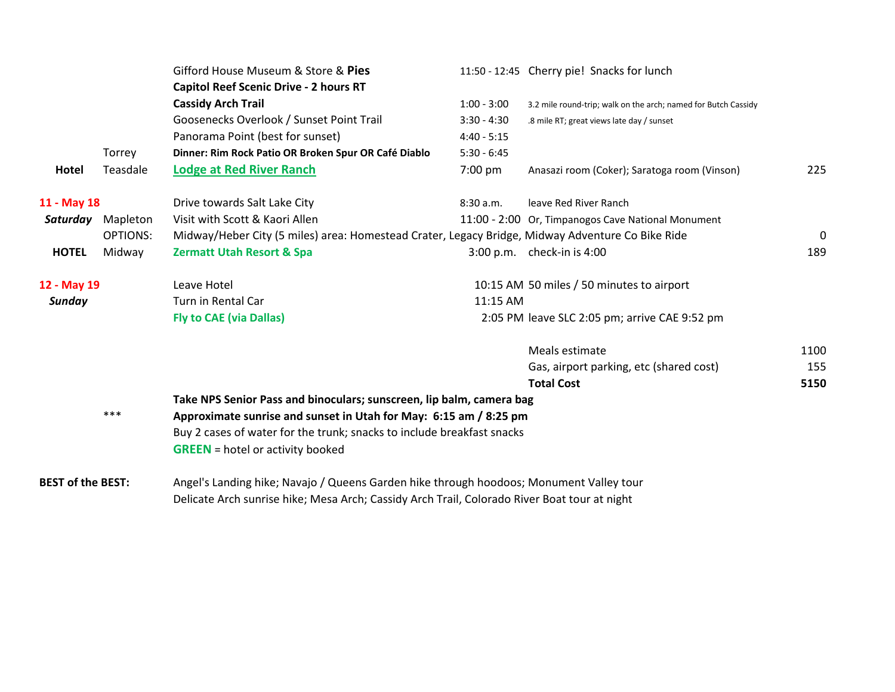| | | | | | |
|---|---|---|---|---|---|
| | | Gifford House Museum & Store & **Pies** | 11:50 - 12:45 | Cherry pie! Snacks for lunch | |
| | | **Capitol Reef Scenic Drive - 2 hours RT** | | | |
| | | **Cassidy Arch Trail** | 1:00 - 3:00 | 3.2 mile round-trip; walk on the arch; named for Butch Cassidy | |
| | | Goosenecks Overlook / Sunset Point Trail | 3:30 - 4:30 | .8 mile RT; great views late day / sunset | |
| | | Panorama Point (best for sunset) | 4:40 - 5:15 | | |
| | Torrey | **Dinner: Rim Rock Patio OR Broken Spur OR Café Diablo** | 5:30 - 6:45 | | |
| **Hotel** | Teasdale | **Lodge at Red River Ranch** | 7:00 pm | Anasazi room (Coker); Saratoga room (Vinson) | 225 |
| | | | | | |
| **11 - May 18** | | Drive towards Salt Lake City | 8:30 a.m. | leave Red River Ranch | |
| ***Saturday*** | Mapleton | Visit with Scott & Kaori Allen | 11:00 - 2:00 | Or, Timpanogos Cave National Monument | |
| | OPTIONS: | Midway/Heber City (5 miles) area: Homestead Crater, Legacy Bridge, Midway Adventure Co Bike Ride | | | 0 |
| **HOTEL** | Midway | **Zermatt Utah Resort & Spa** | 3:00 p.m. | check-in is 4:00 | 189 |
| | | | | | |
| **12 - May 19** | | Leave Hotel | 10:15 AM | 50 miles / 50 minutes to airport | |
| ***Sunday*** | | Turn in Rental Car | 11:15 AM | | |
| | | **Fly to CAE (via Dallas)** | 2:05 PM | leave SLC 2:05 pm; arrive CAE 9:52 pm | |
| | | | | | |
| | | | | Meals estimate | 1100 |
| | | | | Gas, airport parking, etc (shared cost) | 155 |
| | | | | **Total Cost** | **5150** |
| | | **Take NPS Senior Pass and binoculars; sunscreen, lip balm, camera bag** | | | |
| | *** | **Approximate sunrise and sunset in Utah for May: 6:15 am / 8:25 pm** | | | |
| | | Buy 2 cases of water for the trunk; snacks to include breakfast snacks | | | |
| | | **GREEN** = hotel or activity booked | | | |
| | | | | | |
| **BEST of the BEST:** | | Angel's Landing hike; Navajo / Queens Garden hike through hoodoos; Monument Valley tour | | | |
| | | Delicate Arch sunrise hike; Mesa Arch; Cassidy Arch Trail, Colorado River Boat tour at night | | | |